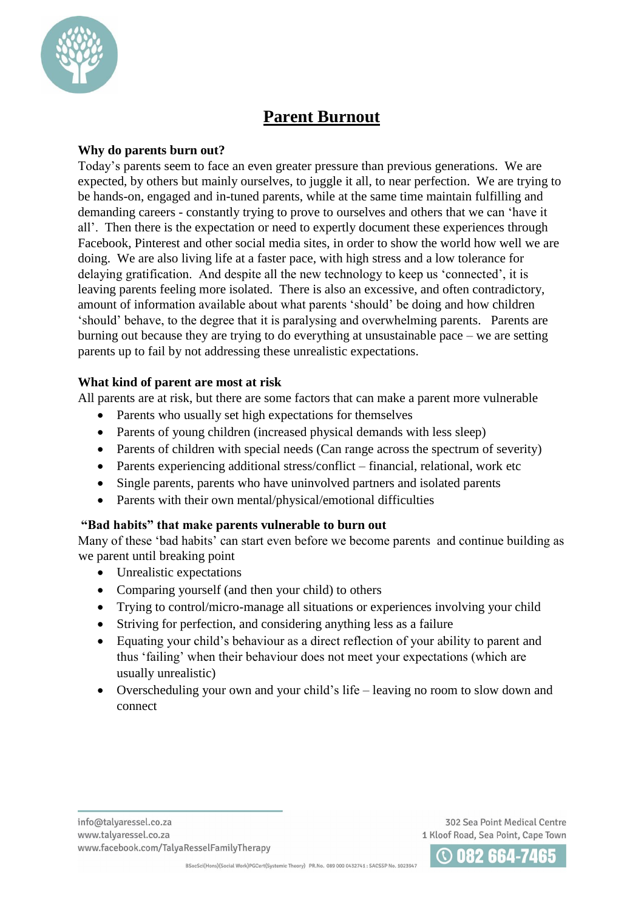# Parent Burnout

**Why do parents burn out?**

Today's parents seem to face an even greater pressure than previous generations. We are expected, by others but mainly ourselves, to juggle it all, to near perfection. We are trying to be hands-on, engaged and in-tuned parents, while at the same time maintain fulfilling and demanding careers - constantly trying to prove to ourselves and others that we can 'have it all'. Then there is the expectation or need to expertly document these experiences through Facebook, Pinterest and other social media sites, in order to show the world how well we are doing. We are also living life at a faster pace, with high stress and a low tolerance for delaying gratification. And despite all the new technology to keep us 'connected', it is leaving parents feeling more isolated. There is also an excessive, and often contradictory, amount of information available about what parents 'should' be doing and how children 'should' behave, to the degree that it is paralysing and overwhelming parents. Parents are burning out because they are trying to do everything at unsustainable pace – we are setting parents up to fail by not addressing these unrealistic expectations.

**What kind of parent are most at risk**

All parents are at risk, but there are some factors that can make a parent more vulnerable

- Parents who usually set high expectations for themselves
- Parents of young children (increased physical demands with less sleep)
- Parents of children with special needs (Can range across the spectrum of severity)
- Parents experiencing additional stress/conflict – financial, relational, work etc
- Single parents, parents who have uninvolved partners and isolated parents
- Parents with their own mental/physical/emotional difficulties

**"Bad habits" that make parents vulnerable to burn out**

Many of these 'bad habits' can start even before we become parents and continue building as we parent until breaking point

- Unrealistic expectations
- Comparing yourself (and then your child) to others
- Trying to control/micro-manage all situations or experiences involving your child
- Striving for perfection, and considering anything less as a failure
- Equating your child's behaviour as a direct reflection of your ability to parent and thus 'failing' when their behaviour does not meet your expectations (which are usually unrealistic)
- Overscheduling your own and your child's life – leaving no room to slow down and connect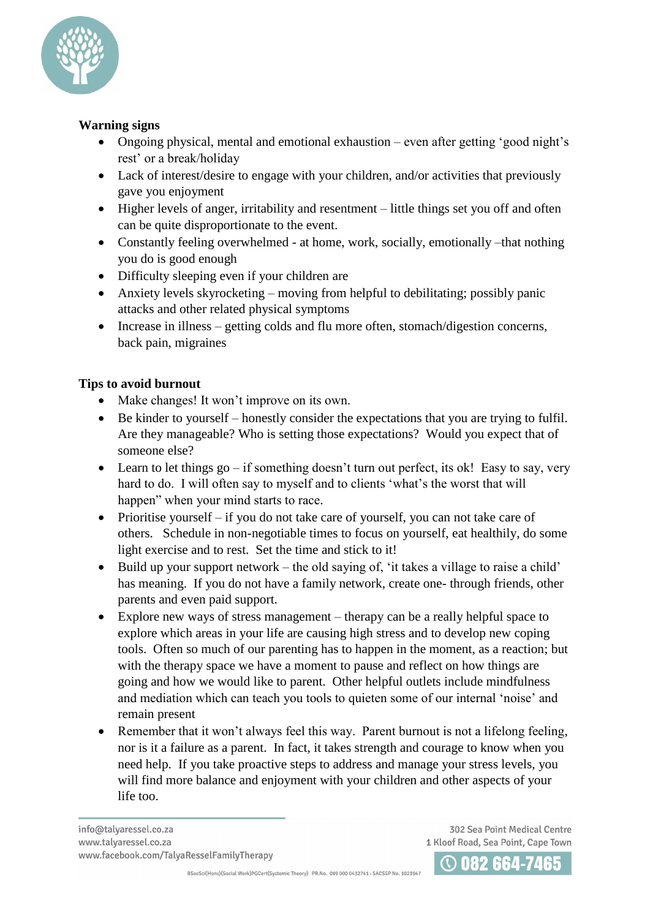**Warning signs**

- Ongoing physical, mental and emotional exhaustion – even after getting 'good night's rest' or a break/holiday
- Lack of interest/desire to engage with your children, and/or activities that previously gave you enjoyment
- Higher levels of anger, irritability and resentment – little things set you off and often can be quite disproportionate to the event.
- Constantly feeling overwhelmed - at home, work, socially, emotionally –that nothing you do is good enough
- Difficulty sleeping even if your children are
- Anxiety levels skyrocketing – moving from helpful to debilitating; possibly panic attacks and other related physical symptoms
- Increase in illness – getting colds and flu more often, stomach/digestion concerns, back pain, migraines

**Tips to avoid burnout**

- Make changes! It won't improve on its own.
- Be kinder to yourself – honestly consider the expectations that you are trying to fulfil. Are they manageable? Who is setting those expectations? Would you expect that of someone else?
- Learn to let things go – if something doesn't turn out perfect, its ok! Easy to say, very hard to do. I will often say to myself and to clients 'what's the worst that will happen" when your mind starts to race.
- Prioritise yourself – if you do not take care of yourself, you can not take care of others. Schedule in non-negotiable times to focus on yourself, eat healthily, do some light exercise and to rest. Set the time and stick to it!
- Build up your support network – the old saying of, 'it takes a village to raise a child' has meaning. If you do not have a family network, create one- through friends, other parents and even paid support.
- Explore new ways of stress management – therapy can be a really helpful space to explore which areas in your life are causing high stress and to develop new coping tools. Often so much of our parenting has to happen in the moment, as a reaction; but with the therapy space we have a moment to pause and reflect on how things are going and how we would like to parent. Other helpful outlets include mindfulness and mediation which can teach you tools to quieten some of our internal 'noise' and remain present
- Remember that it won't always feel this way. Parent burnout is not a lifelong feeling, nor is it a failure as a parent. In fact, it takes strength and courage to know when you need help. If you take proactive steps to address and manage your stress levels, you will find more balance and enjoyment with your children and other aspects of your life too.

info@talyaressel.co.za
www.talyaressel.co.za
www.facebook.com/TalyaResselFamilyTherapy

302 Sea Point Medical Centre
1 Kloof Road, Sea Point, Cape Town
082 664-7465

BSocSci(Hons)(Social Work)PGCert(Systemic Theory) PR.No. 089 000 0432741 : SACSSP No. 1023947